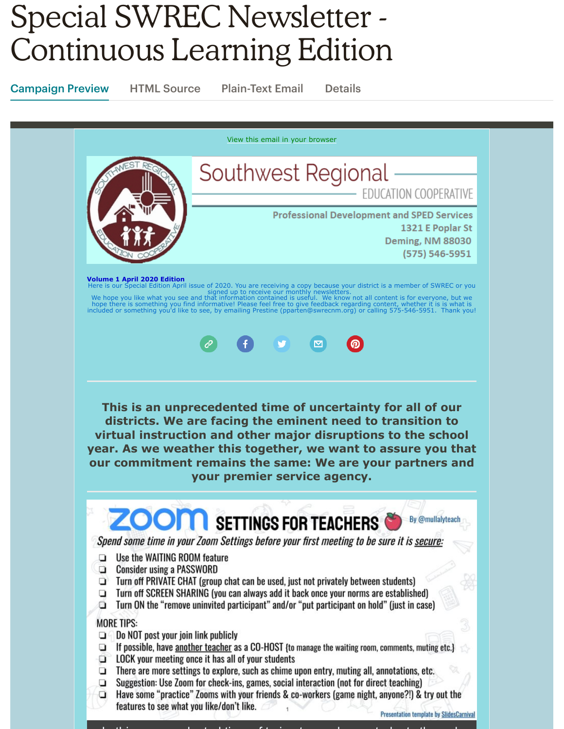# Special SWREC Newsletter - Continuous Learning Edition

Campaign Preview | HTML Source | Plain-Text Email | Details

View this email in your browser

## Southwest Regional
EDUCATION COOPERATIVE

Professional Development and SPED Services
1321 E Poplar St
Deming, NM 88030
(575) 546-5951

**Volume 1 April 2020 Edition**
Here is our Special Edition April issue of 2020. You are receiving a copy because your district is a member of SWREC or you signed up to receive our monthly newsletters.
We hope you like what you see and that information contained is useful. We know not all content is for everyone, but we hope there is something you find informative! Please feel free to give feedback regarding content, whether it is is what is included or something you'd like to see, by emailing Prestine (pparten@swrecnm.org) or calling 575-546-5951. Thank you!

---

**This is an unprecedented time of uncertainty for all of our districts. We are facing the eminent need to transition to virtual instruction and other major disruptions to the school year. As we weather this together, we want to assure you that our commitment remains the same: We are your partners and your premier service agency.**

---

## ZOOM SETTINGS FOR TEACHERS

By @mullalyteach

*Spend some time in your Zoom Settings before your first meeting to be sure it is secure:*

- Use the WAITING ROOM feature
- Consider using a PASSWORD
- Turn off PRIVATE CHAT (group chat can be used, just not privately between students)
- Turn off SCREEN SHARING (you can always add it back once your norms are established)
- Turn ON the "remove uninvited participant" and/or "put participant on hold" (just in case)

MORE TIPS:

- Do NOT post your join link publicly
- If possible, have another teacher as a CO-HOST (to manage the waiting room, comments, muting etc.)
- LOCK your meeting once it has all of your students
- There are more settings to explore, such as chime upon entry, muting all, annotations, etc.
- Suggestion: Use Zoom for check-ins, games, social interaction (not for direct teaching)
- Have some "practice" Zooms with your friends & co-workers (game night, anyone?!) & try out the features to see what you like/don't like.

Presentation template by SlidesCarnival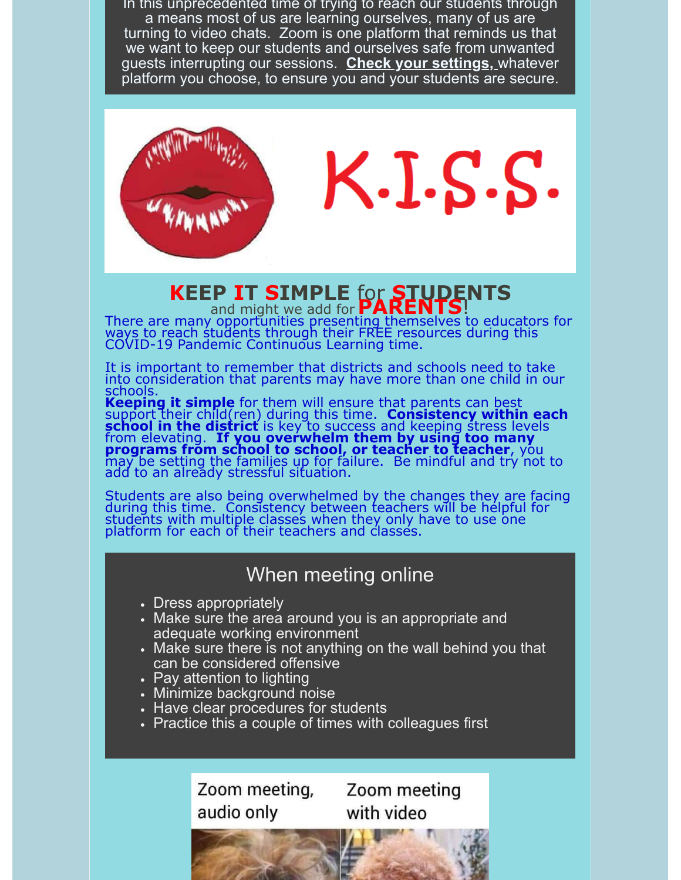In this unprecedented time of trying to reach our students through a means most of us are learning ourselves, many of us are turning to video chats. Zoom is one platform that reminds us that we want to keep our students and ourselves safe from unwanted guests interrupting our sessions. **Check your settings,** whatever platform you choose, to ensure you and your students are secure.

K.I.S.S.

## KEEP IT SIMPLE for STUDENTS

and might we add for **PARENTS**!

There are many opportunities presenting themselves to educators for ways to reach students through their FREE resources during this COVID-19 Pandemic Continuous Learning time.

It is important to remember that districts and schools need to take into consideration that parents may have more than one child in our schools.

**Keeping it simple** for them will ensure that parents can best support their child(ren) during this time. **Consistency within each school in the district** is key to success and keeping stress levels from elevating. **If you overwhelm them by using too many programs from school to school, or teacher to teacher**, you may be setting the families up for failure. Be mindful and try not to add to an already stressful situation.

Students are also being overwhelmed by the changes they are facing during this time. Consistency between teachers will be helpful for students with multiple classes when they only have to use one platform for each of their teachers and classes.

## When meeting online

- Dress appropriately
- Make sure the area around you is an appropriate and adequate working environment
- Make sure there is not anything on the wall behind you that can be considered offensive
- Pay attention to lighting
- Minimize background noise
- Have clear procedures for students
- Practice this a couple of times with colleagues first

Zoom meeting, audio only | Zoom meeting with video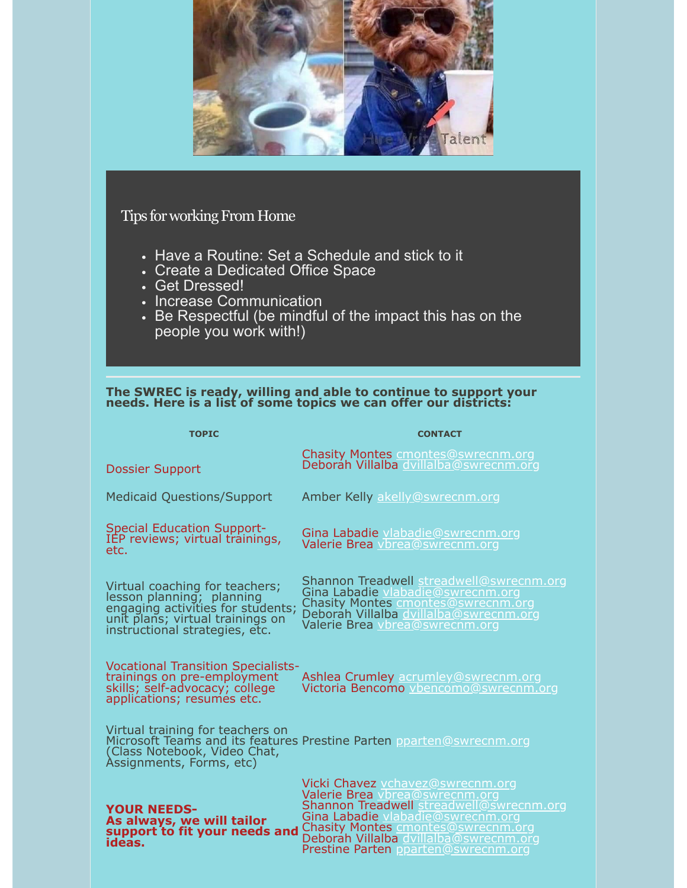## Tips for working From Home

- Have a Routine: Set a Schedule and stick to it
- Create a Dedicated Office Space
- Get Dressed!
- Increase Communication
- Be Respectful (be mindful of the impact this has on the people you work with!)

**The SWREC is ready, willing and able to continue to support your needs. Here is a list of some topics we can offer our districts:**

| TOPIC | CONTACT |
|---|---|
| Dossier Support | Chasity Montes cmontes@swrecnm.org<br>Deborah Villalba dvillalba@swrecnm.org |
| Medicaid Questions/Support | Amber Kelly akelly@swrecnm.org |
| Special Education Support-IEP reviews; virtual trainings, etc. | Gina Labadie vlabadie@swrecnm.org<br>Valerie Brea vbrea@swrecnm.org |
| Virtual coaching for teachers; lesson planning; planning engaging activities for students; unit plans; virtual trainings on instructional strategies, etc. | Shannon Treadwell streadwell@swrecnm.org<br>Gina Labadie vlabadie@swrecnm.org<br>Chasity Montes cmontes@swrecnm.org<br>Deborah Villalba dvillalba@swrecnm.org<br>Valerie Brea vbrea@swrecnm.org |
| Vocational Transition Specialists-trainings on pre-employment skills; self-advocacy; college applications; resumes etc. | Ashlea Crumley acrumley@swrecnm.org<br>Victoria Bencomo vbencomo@swrecnm.org |
| Virtual training for teachers on Microsoft Teams and its features (Class Notebook, Video Chat, Assignments, Forms, etc) | Prestine Parten pparten@swrecnm.org |
| **YOUR NEEDS- As always, we will tailor support to fit your needs and ideas.** | Vicki Chavez vchavez@swrecnm.org<br>Valerie Brea vbrea@swrecnm.org<br>Shannon Treadwell streadwell@swrecnm.org<br>Gina Labadie vlabadie@swrecnm.org<br>Chasity Montes cmontes@swrecnm.org<br>Deborah Villalba dvillalba@swrecnm.org<br>Prestine Parten pparten@swrecnm.org |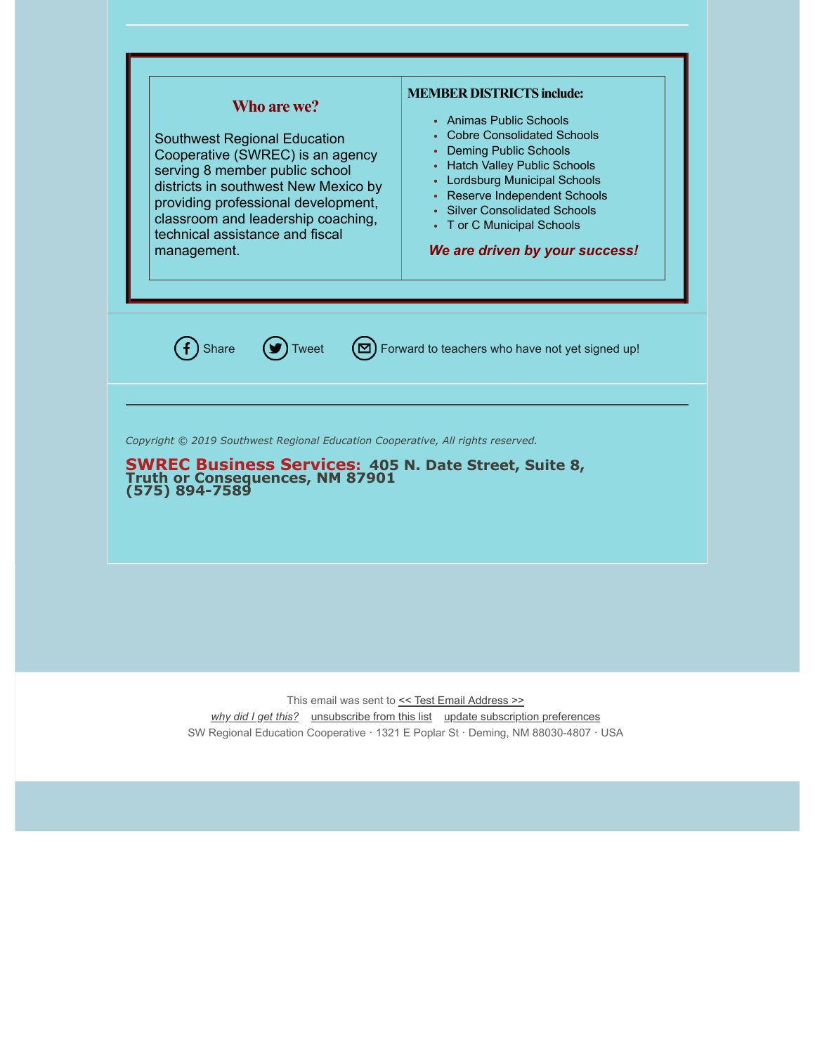## Who are we?

Southwest Regional Education Cooperative (SWREC) is an agency serving 8 member public school districts in southwest New Mexico by providing professional development, classroom and leadership coaching, technical assistance and fiscal management.

**MEMBER DISTRICTS include:**

- Animas Public Schools
- Cobre Consolidated Schools
- Deming Public Schools
- Hatch Valley Public Schools
- Lordsburg Municipal Schools
- Reserve Independent Schools
- Silver Consolidated Schools
- T or C Municipal Schools

***We are driven by your success!***

Share Tweet Forward to teachers who have not yet signed up!

---

*Copyright © 2019 Southwest Regional Education Cooperative, All rights reserved.*

**SWREC Business Services: 405 N. Date Street, Suite 8, Truth or Consequences, NM 87901
(575) 894-7589**

This email was sent to << Test Email Address >>
*why did I get this?* unsubscribe from this list update subscription preferences
SW Regional Education Cooperative · 1321 E Poplar St · Deming, NM 88030-4807 · USA